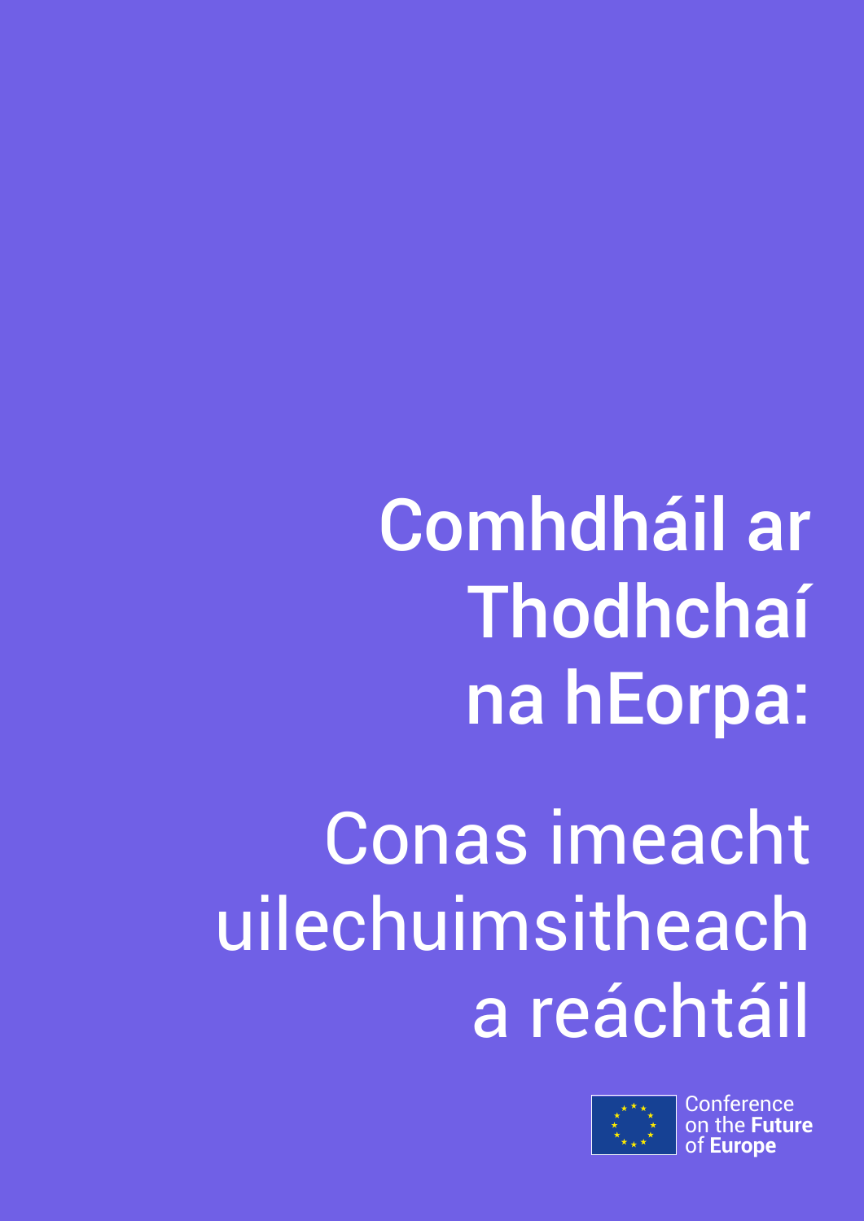# Comhdháil ar Thodhchaí na hEorpa:

## Conas imeacht uilechuimsitheach a reáchtáil

Conference on the **Future** of **Europe**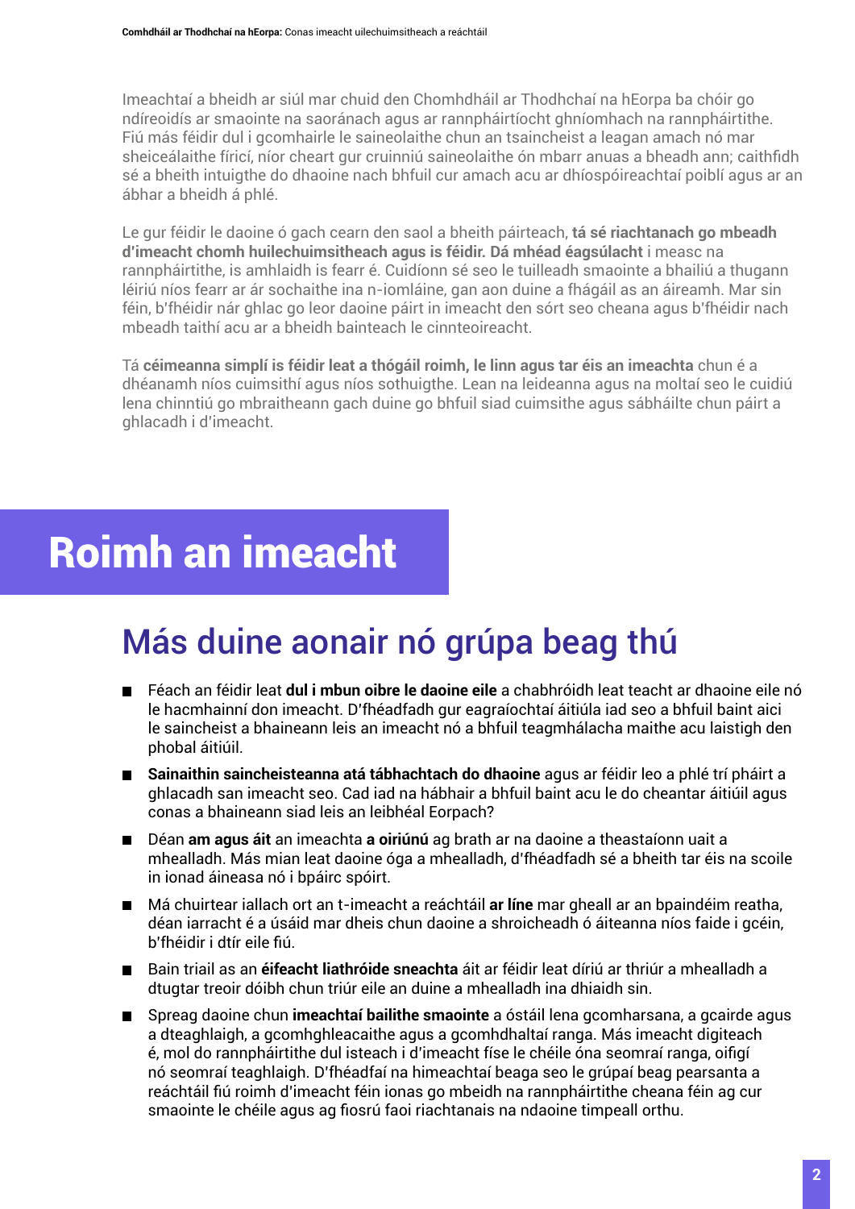Imeachtaí a bheidh ar siúl mar chuid den Chomhdháil ar Thodhchaí na hEorpa ba chóir go ndíreoidís ar smaointe na saoránach agus ar rannpháirtíocht ghníomhach na rannpháirtithe. Fiú más féidir dul i gcomhairle le saineolaithe chun an tsaincheist a leagan amach nó mar sheiceálaithe fíricí, níor cheart gur cruinniú saineolaithe ón mbarr anuas a bheadh ann; caithfidh sé a bheith intuigthe do dhaoine nach bhfuil cur amach acu ar dhíospóireachtaí poiblí agus ar an ábhar a bheidh á phlé.

Le gur féidir le daoine ó gach cearn den saol a bheith páirteach, **tá sé riachtanach go mbeadh d'imeacht chomh huilechuimsitheach agus is féidir. Dá mhéad éagsúlacht** i measc na rannpháirtithe, is amhlaidh is fearr é. Cuidíonn sé seo le tuilleadh smaointe a bhailiú a thugann léiriú níos fearr ar ár sochaithe ina n-iomláine, gan aon duine a fhágáil as an áireamh. Mar sin féin, b'fhéidir nár ghlac go leor daoine páirt in imeacht den sórt seo cheana agus b'fhéidir nach mbeadh taithí acu ar a bheidh bainteach le cinnteoireacht.

Tá **céimeanna simplí is féidir leat a thógáil roimh, le linn agus tar éis an imeachta** chun é a dhéanamh níos cuimsithí agus níos sothuigthe. Lean na leideanna agus na moltaí seo le cuidiú lena chinntiú go mbraitheann gach duine go bhfuil siad cuimsithe agus sábháilte chun páirt a ghlacadh i d'imeacht.

# Roimh an imeacht

## Más duine aonair nó grúpa beag thú

- Féach an féidir leat **dul i mbun oibre le daoine eile** a chabhróidh leat teacht ar dhaoine eile nó le hacmhainní don imeacht. D'fhéadfadh gur eagraíochtaí áitiúla iad seo a bhfuil baint aici le saincheist a bhaineann leis an imeacht nó a bhfuil teagmhálacha maithe acu laistigh den phobal áitiúil.
- **Sainaithin saincheisteanna atá tábhachtach do dhaoine** agus ar féidir leo a phlé trí pháirt a ghlacadh san imeacht seo. Cad iad na hábhair a bhfuil baint acu le do cheantar áitiúil agus conas a bhaineann siad leis an leibhéal Eorpach?
- Déan **am agus áit** an imeachta **a oiriúnú** ag brath ar na daoine a theastaíonn uait a mhealladh. Más mian leat daoine óga a mhealladh, d'fhéadfadh sé a bheith tar éis na scoile in ionad áineasa nó i bpáirc spóirt.
- Má chuirtear iallach ort an t-imeacht a reáchtáil **ar líne** mar gheall ar an bpaindéim reatha, déan iarracht é a úsáid mar dheis chun daoine a shroicheadh ó áiteanna níos faide i gcéin, b'fhéidir i dtír eile fiú.
- Bain triail as an **éifeacht liathróide sneachta** áit ar féidir leat díriú ar thriúr a mhealladh a dtugtar treoir dóibh chun triúr eile an duine a mhealladh ina dhiaidh sin.
- Spreag daoine chun **imeachtaí bailithe smaointe** a óstáil lena gcomharsana, a gcairde agus a dteaghlaigh, a gcomhghleacaithe agus a gcomhdhaltaí ranga. Más imeacht digiteach é, mol do rannpháirtithe dul isteach i d'imeacht físe le chéile óna seomraí ranga, oifigí nó seomraí teaghlaigh. D'fhéadfaí na himeachtaí beaga seo le grúpaí beag pearsanta a reáchtáil fiú roimh d'imeacht féin ionas go mbeidh na rannpháirtithe cheana féin ag cur smaointe le chéile agus ag fiosrú faoi riachtanais na ndaoine timpeall orthu.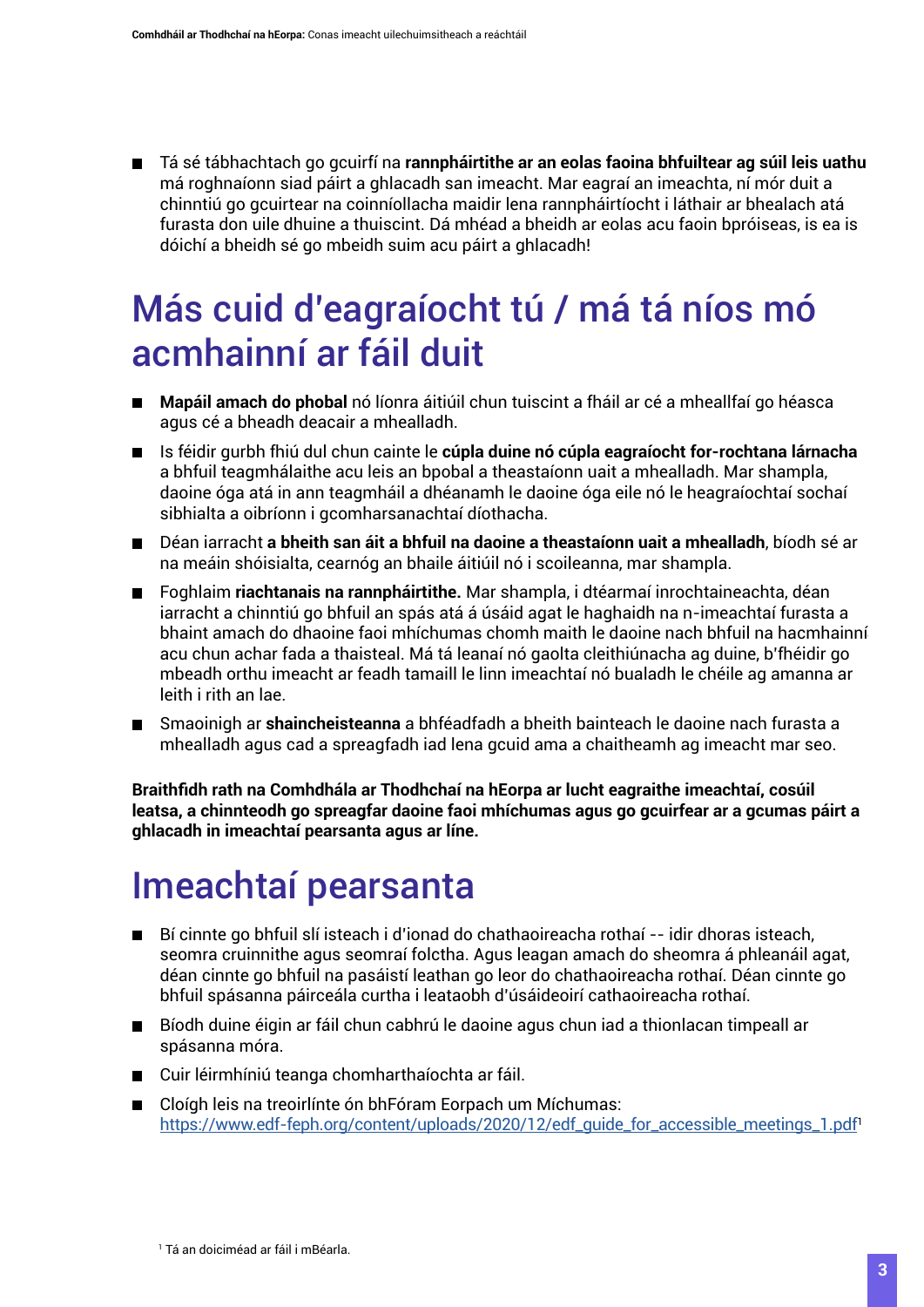- Tá sé tábhachtach go gcuirfí na **rannpháirtithe ar an eolas faoina bhfuiltear ag súil leis uathu** má roghnaíonn siad páirt a ghlacadh san imeacht. Mar eagraí an imeachta, ní mór duit a chinntiú go gcuirtear na coinníollacha maidir lena rannpháirtíocht i láthair ar bhealach atá furasta don uile dhuine a thuiscint. Dá mhéad a bheidh ar eolas acu faoin bpróiseas, is ea is dóichí a bheidh sé go mbeidh suim acu páirt a ghlacadh!

# Más cuid d'eagraíocht tú / má tá níos mó acmhainní ar fáil duit

- **Mapáil amach do phobal** nó líonra áitiúil chun tuiscint a fháil ar cé a mheallfaí go héasca agus cé a bheadh deacair a mhealladh.
- Is féidir gurbh fhiú dul chun cainte le **cúpla duine nó cúpla eagraíocht for-rochtana lárnacha** a bhfuil teagmhálaithe acu leis an bpobal a theastaíonn uait a mhealladh. Mar shampla, daoine óga atá in ann teagmháil a dhéanamh le daoine óga eile nó le heagraíochtaí sochaí sibhialta a oibríonn i gcomharsanachtaí díothacha.
- Déan iarracht **a bheith san áit a bhfuil na daoine a theastaíonn uait a mhealladh**, bíodh sé ar na meáin shóisialta, cearnóg an bhaile áitiúil nó i scoileanna, mar shampla.
- Foghlaim **riachtanais na rannpháirtithe.** Mar shampla, i dtéarmaí inrochtaineachta, déan iarracht a chinntiú go bhfuil an spás atá á úsáid agat le haghaidh na n-imeachtaí furasta a bhaint amach do dhaoine faoi mhíchumas chomh maith le daoine nach bhfuil na hacmhainní acu chun achar fada a thaisteal. Má tá leanaí nó gaolta cleithiúnacha ag duine, b'fhéidir go mbeadh orthu imeacht ar feadh tamaill le linn imeachtaí nó bualadh le chéile ag amanna ar leith i rith an lae.
- Smaoinigh ar **shaincheisteanna** a bhféadfadh a bheith bainteach le daoine nach furasta a mhealladh agus cad a spreagfadh iad lena gcuid ama a chaitheamh ag imeacht mar seo.

**Braithfidh rath na Comhdhála ar Thodhchaí na hEorpa ar lucht eagraithe imeachtaí, cosúil leatsa, a chinnteodh go spreagfar daoine faoi mhíchumas agus go gcuirfear ar a gcumas páirt a ghlacadh in imeachtaí pearsanta agus ar líne.**

# Imeachtaí pearsanta

- Bí cinnte go bhfuil slí isteach i d'ionad do chathaoireacha rothaí -- idir dhoras isteach, seomra cruinnithe agus seomraí folctha. Agus leagan amach do sheomra á phleanáil agat, déan cinnte go bhfuil na pasáistí leathan go leor do chathaoireacha rothaí. Déan cinnte go bhfuil spásanna páirceála curtha i leataobh d'úsáideoirí cathaoireacha rothaí.
- Bíodh duine éigin ar fáil chun cabhrú le daoine agus chun iad a thionlacan timpeall ar spásanna móra.
- Cuir léirmhíniú teanga chomharthaíochta ar fáil.
- Cloígh leis na treoirlínte ón bhFóram Eorpach um Míchumas: https://www.edf-feph.org/content/uploads/2020/12/edf_guide_for_accessible_meetings_1.pdf[1]

[1] Tá an doiciméad ar fáil i mBéarla.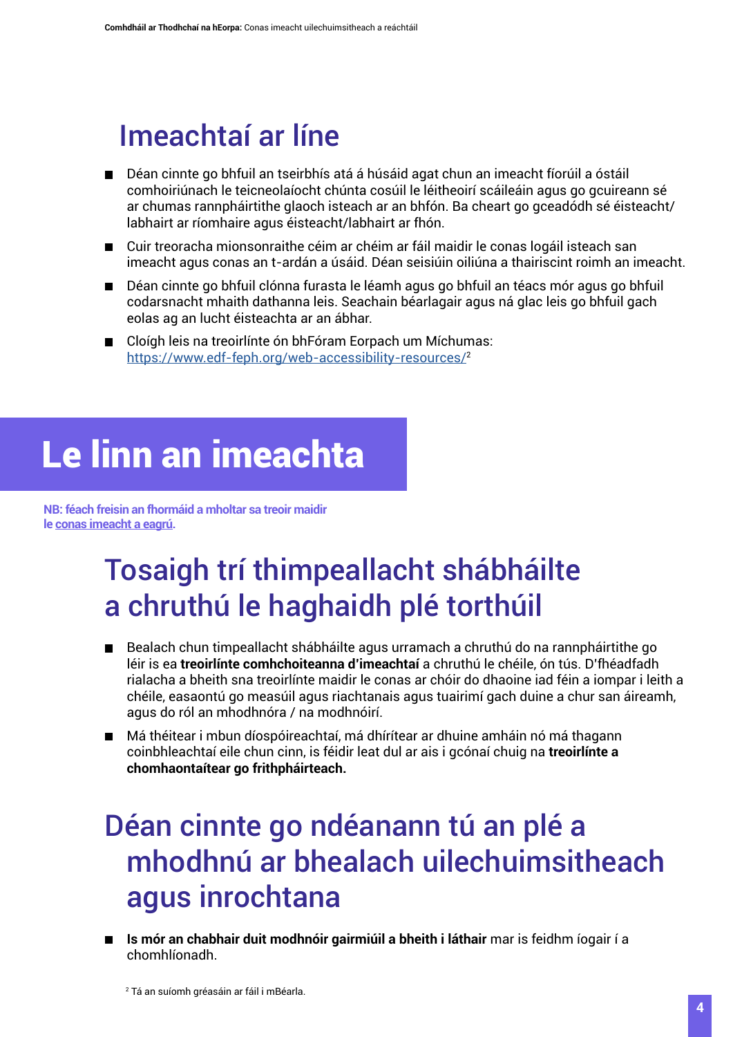## Imeachtaí ar líne

- Déan cinnte go bhfuil an tseirbhís atá á húsáid agat chun an imeacht fíorúil a óstáil comhoiriúnach le teicneolaíocht chúnta cosúil le léitheoirí scáileáin agus go gcuireann sé ar chumas rannpháirtithe glaoch isteach ar an bhfón. Ba cheart go gceadódh sé éisteacht/labhairt ar ríomhaire agus éisteacht/labhairt ar fhón.
- Cuir treoracha mionsonraithe céim ar chéim ar fáil maidir le conas logáil isteach san imeacht agus conas an t-ardán a úsáid. Déan seisiúin oiliúna a thairiscint roimh an imeacht.
- Déan cinnte go bhfuil clónna furasta le léamh agus go bhfuil an téacs mór agus go bhfuil codarsnacht mhaith dathanna leis. Seachain béarlagair agus ná glac leis go bhfuil gach eolas ag an lucht éisteachta ar an ábhar.
- Cloígh leis na treoirlínte ón bhFóram Eorpach um Míchumas: https://www.edf-feph.org/web-accessibility-resources/[2]

# Le linn an imeachta

**NB: féach freisin an fhormáid a mholtar sa treoir maidir le conas imeacht a eagrú.**

## Tosaigh trí thimpeallacht shábháilte a chruthú le haghaidh plé torthúil

- Bealach chun timpeallacht shábháilte agus urramach a chruthú do na rannpháirtithe go léir is ea **treoirlínte comhchoiteanna d'imeachtaí** a chruthú le chéile, ón tús. D'fhéadfadh rialacha a bheith sna treoirlínte maidir le conas ar chóir do dhaoine iad féin a iompar i leith a chéile, easaontú go measúil agus riachtanais agus tuairimí gach duine a chur san áireamh, agus do ról an mhodhnóra / na modhnóirí.
- Má théitear i mbun díospóireachtaí, má dhírítear ar dhuine amháin nó má thagann coinbhleachtaí eile chun cinn, is féidir leat dul ar ais i gcónaí chuig na **treoirlínte a chomhaontaítear go frithpháirteach.**

## Déan cinnte go ndéanann tú an plé a mhodhnú ar bhealach uilechuimsitheach agus inrochtana

- **Is mór an chabhair duit modhnóir gairmiúil a bheith i láthair** mar is feidhm íogair í a chomhlíonadh.

[2] Tá an suíomh gréasáin ar fáil i mBéarla.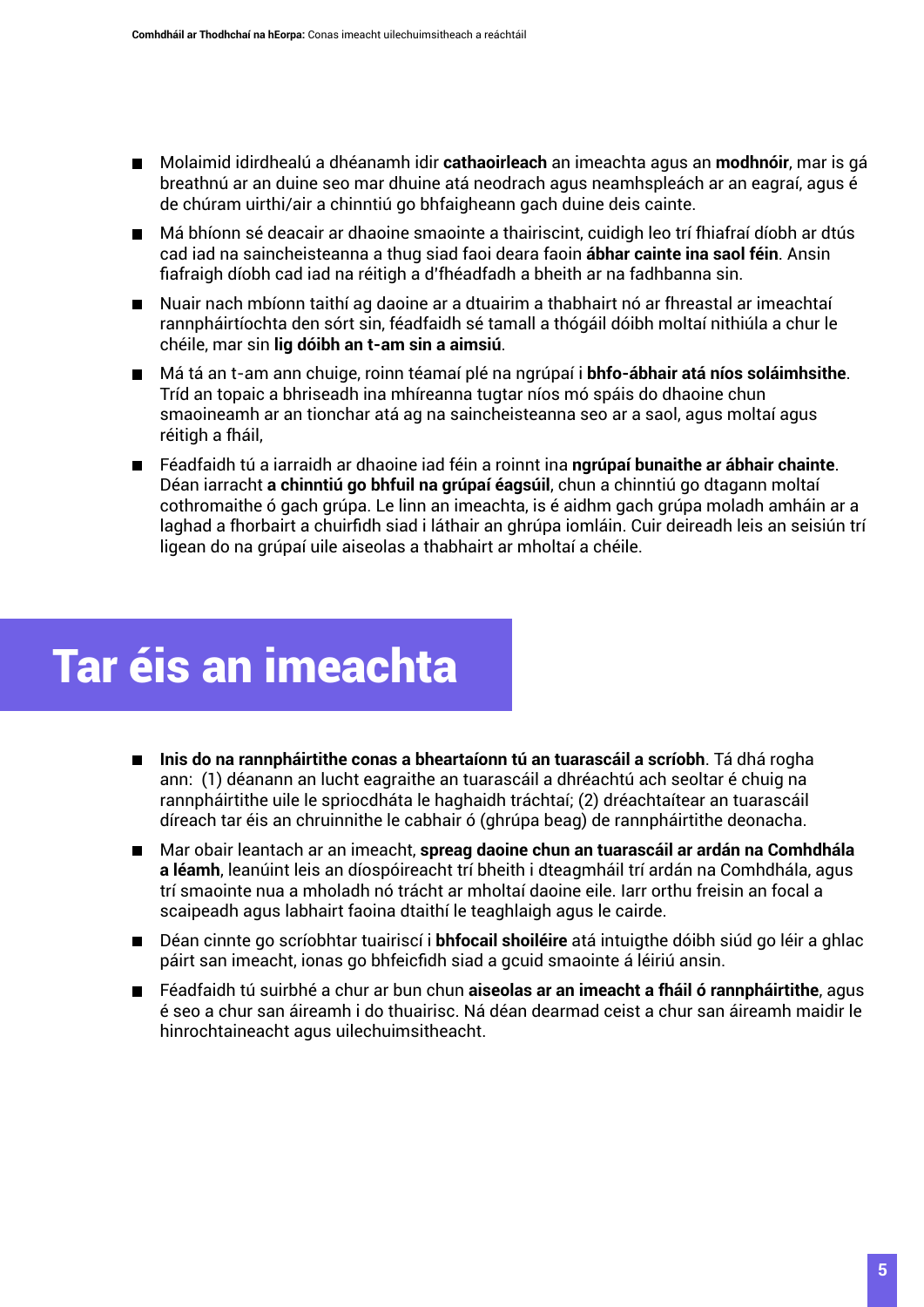- Molaimid idirdhealú a dhéanamh idir **cathaoirleach** an imeachta agus an **modhnóir**, mar is gá breathnú ar an duine seo mar dhuine atá neodrach agus neamhspleách ar an eagraí, agus é de chúram uirthi/air a chinntiú go bhfaigheann gach duine deis cainte.
- Má bhíonn sé deacair ar dhaoine smaointe a thairiscint, cuidigh leo trí fhiafraí díobh ar dtús cad iad na saincheisteanna a thug siad faoi deara faoin **ábhar cainte ina saol féin**. Ansin fiafraigh díobh cad iad na réitigh a d'fhéadfadh a bheith ar na fadhbanna sin.
- Nuair nach mbíonn taithí ag daoine ar a dtuairim a thabhairt nó ar fhreastal ar imeachtaí rannpháirtíochta den sórt sin, féadfaidh sé tamall a thógáil dóibh moltaí nithiúla a chur le chéile, mar sin **lig dóibh an t-am sin a aimsiú**.
- Má tá an t-am ann chuige, roinn téamaí plé na ngrúpaí i **bhfo-ábhair atá níos soláimhsithe**. Tríd an topaic a bhriseadh ina mhíreanna tugtar níos mó spáis do dhaoine chun smaoineamh ar an tionchar atá ag na saincheisteanna seo ar a saol, agus moltaí agus réitigh a fháil,
- Féadfaidh tú a iarraidh ar dhaoine iad féin a roinnt ina **ngrúpaí bunaithe ar ábhair chainte**. Déan iarracht **a chinntiú go bhfuil na grúpaí éagsúil**, chun a chinntiú go dtagann moltaí cothromaithe ó gach grúpa. Le linn an imeachta, is é aidhm gach grúpa moladh amháin ar a laghad a fhorbairt a chuirfidh siad i láthair an ghrúpa iomláin. Cuir deireadh leis an seisiún trí ligean do na grúpaí uile aiseolas a thabhairt ar mholtaí a chéile.

# Tar éis an imeachta

- **Inis do na rannpháirtithe conas a bheartaíonn tú an tuarascáil a scríobh**. Tá dhá rogha ann: (1) déanann an lucht eagraithe an tuarascáil a dhréachtú ach seoltar é chuig na rannpháirtithe uile le spriocdháta le haghaidh tráchtaí; (2) dréachtaítear an tuarascáil díreach tar éis an chruinnithe le cabhair ó (ghrúpa beag) de rannpháirtithe deonacha.
- Mar obair leantach ar an imeacht, **spreag daoine chun an tuarascáil ar ardán na Comhdhála a léamh**, leanúint leis an díospóireacht trí bheith i dteagmháil trí ardán na Comhdhála, agus trí smaointe nua a mholadh nó trácht ar mholtaí daoine eile. Iarr orthu freisin an focal a scaipeadh agus labhairt faoina dtaithí le teaghlaigh agus le cairde.
- Déan cinnte go scríobhtar tuairiscí i **bhfocail shoiléire** atá intuigthe dóibh siúd go léir a ghlac páirt san imeacht, ionas go bhfeicfidh siad a gcuid smaointe á léiriú ansin.
- Féadfaidh tú suirbhé a chur ar bun chun **aiseolas ar an imeacht a fháil ó rannpháirtithe**, agus é seo a chur san áireamh i do thuairisc. Ná déan dearmad ceist a chur san áireamh maidir le hinrochtaineacht agus uilechuimsitheacht.